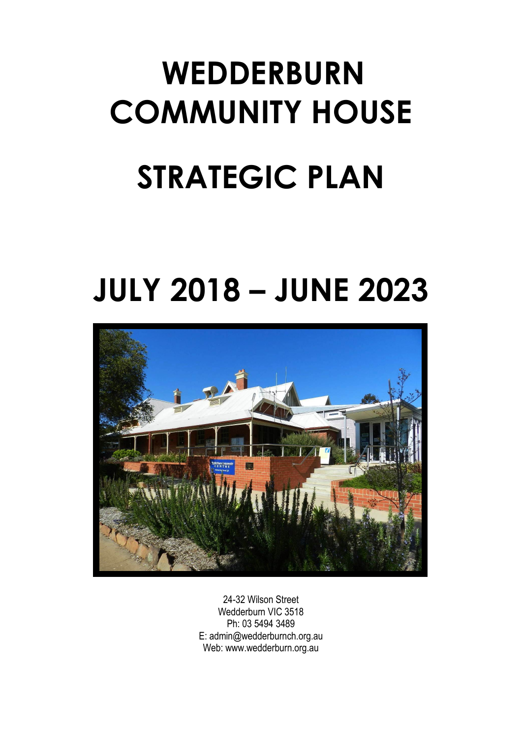# WEDDERBURN COMMUNITY HOUSE

# STRATEGIC PLAN

# JULY 2018 – JUNE 2023

24-32 Wilson Street
Wedderburn VIC 3518
Ph: 03 5494 3489
E: admin@wedderburnch.org.au
Web: www.wedderburn.org.au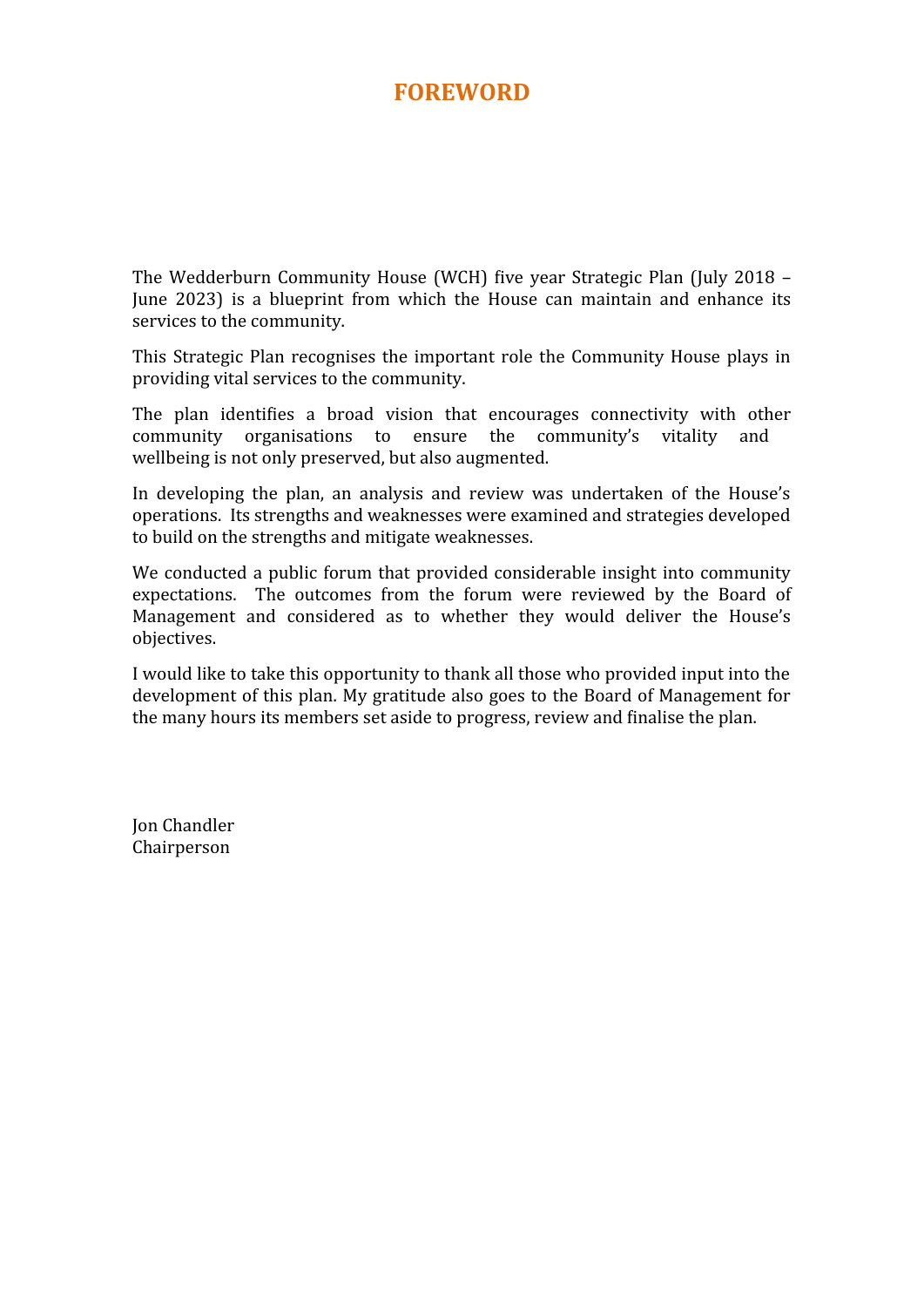# FOREWORD

The Wedderburn Community House (WCH) five year Strategic Plan (July 2018 – June 2023) is a blueprint from which the House can maintain and enhance its services to the community.

This Strategic Plan recognises the important role the Community House plays in providing vital services to the community.

The plan identifies a broad vision that encourages connectivity with other community organisations to ensure the community's vitality and wellbeing is not only preserved, but also augmented.

In developing the plan, an analysis and review was undertaken of the House's operations. Its strengths and weaknesses were examined and strategies developed to build on the strengths and mitigate weaknesses.

We conducted a public forum that provided considerable insight into community expectations. The outcomes from the forum were reviewed by the Board of Management and considered as to whether they would deliver the House's objectives.

I would like to take this opportunity to thank all those who provided input into the development of this plan. My gratitude also goes to the Board of Management for the many hours its members set aside to progress, review and finalise the plan.

Jon Chandler
Chairperson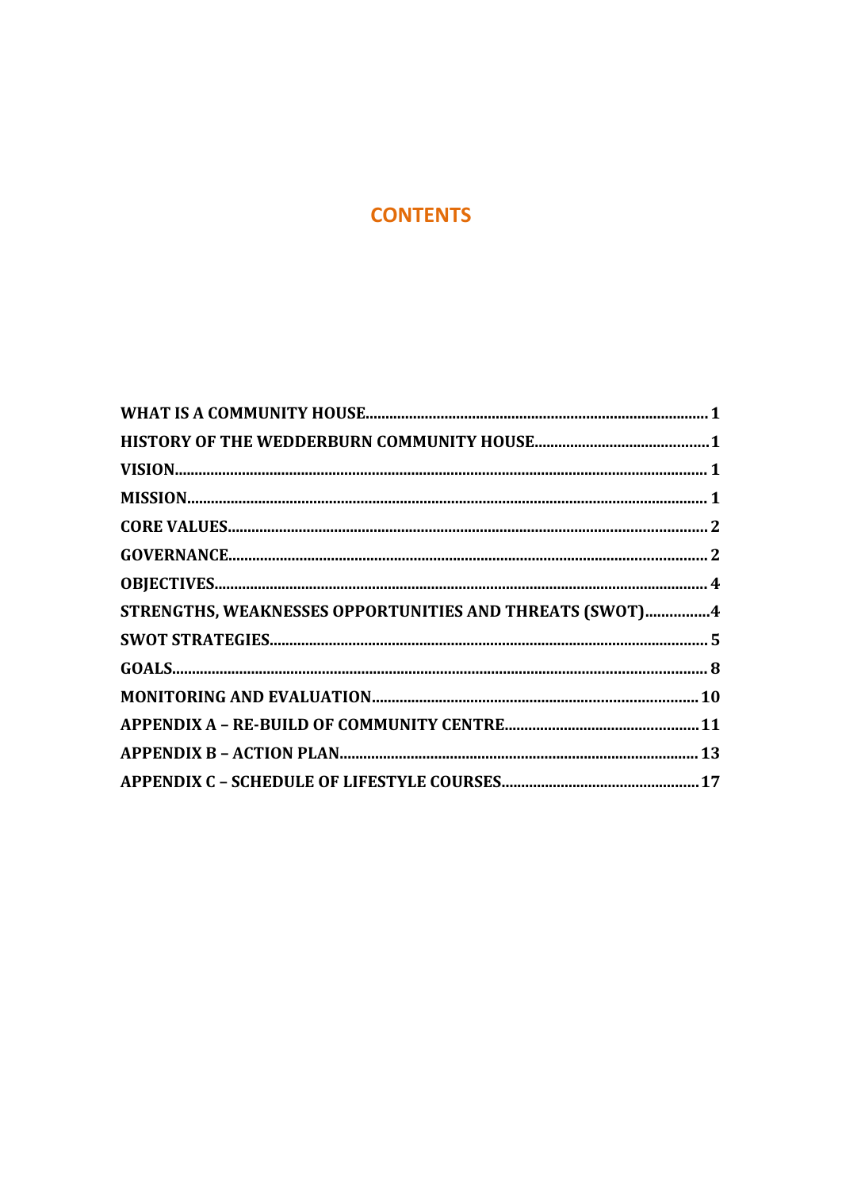# CONTENTS

| | |
|---|---|
| **WHAT IS A COMMUNITY HOUSE** | **1** |
| **HISTORY OF THE WEDDERBURN COMMUNITY HOUSE** | **1** |
| **VISION** | **1** |
| **MISSION** | **1** |
| **CORE VALUES** | **2** |
| **GOVERNANCE** | **2** |
| **OBJECTIVES** | **4** |
| **STRENGTHS, WEAKNESSES OPPORTUNITIES AND THREATS (SWOT)** | **4** |
| **SWOT STRATEGIES** | **5** |
| **GOALS** | **8** |
| **MONITORING AND EVALUATION** | **10** |
| **APPENDIX A – RE-BUILD OF COMMUNITY CENTRE** | **11** |
| **APPENDIX B – ACTION PLAN** | **13** |
| **APPENDIX C – SCHEDULE OF LIFESTYLE COURSES** | **17** |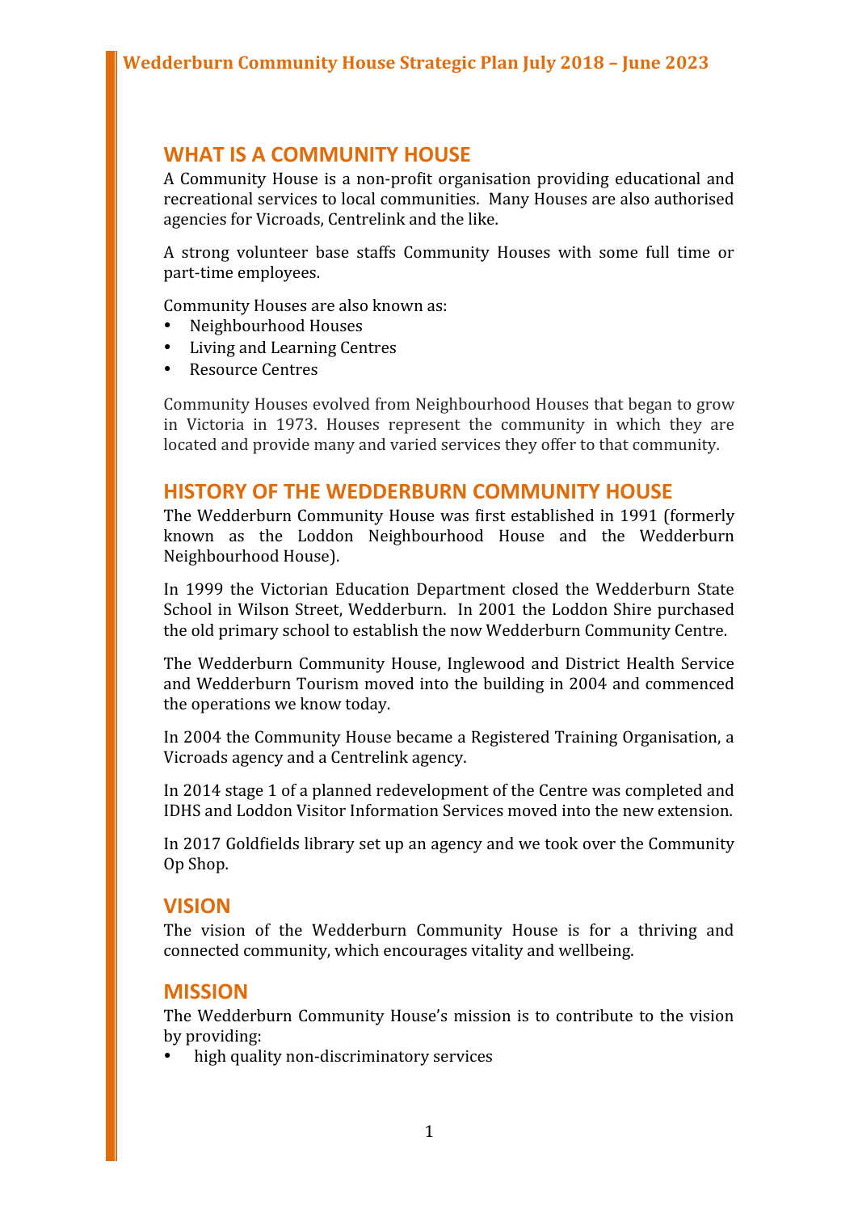## WHAT IS A COMMUNITY HOUSE

A Community House is a non-profit organisation providing educational and recreational services to local communities. Many Houses are also authorised agencies for Vicroads, Centrelink and the like.

A strong volunteer base staffs Community Houses with some full time or part-time employees.

Community Houses are also known as:

- Neighbourhood Houses
- Living and Learning Centres
- Resource Centres

Community Houses evolved from Neighbourhood Houses that began to grow in Victoria in 1973. Houses represent the community in which they are located and provide many and varied services they offer to that community.

## HISTORY OF THE WEDDERBURN COMMUNITY HOUSE

The Wedderburn Community House was first established in 1991 (formerly known as the Loddon Neighbourhood House and the Wedderburn Neighbourhood House).

In 1999 the Victorian Education Department closed the Wedderburn State School in Wilson Street, Wedderburn. In 2001 the Loddon Shire purchased the old primary school to establish the now Wedderburn Community Centre.

The Wedderburn Community House, Inglewood and District Health Service and Wedderburn Tourism moved into the building in 2004 and commenced the operations we know today.

In 2004 the Community House became a Registered Training Organisation, a Vicroads agency and a Centrelink agency.

In 2014 stage 1 of a planned redevelopment of the Centre was completed and IDHS and Loddon Visitor Information Services moved into the new extension.

In 2017 Goldfields library set up an agency and we took over the Community Op Shop.

## VISION

The vision of the Wedderburn Community House is for a thriving and connected community, which encourages vitality and wellbeing.

## MISSION

The Wedderburn Community House's mission is to contribute to the vision by providing:

- high quality non-discriminatory services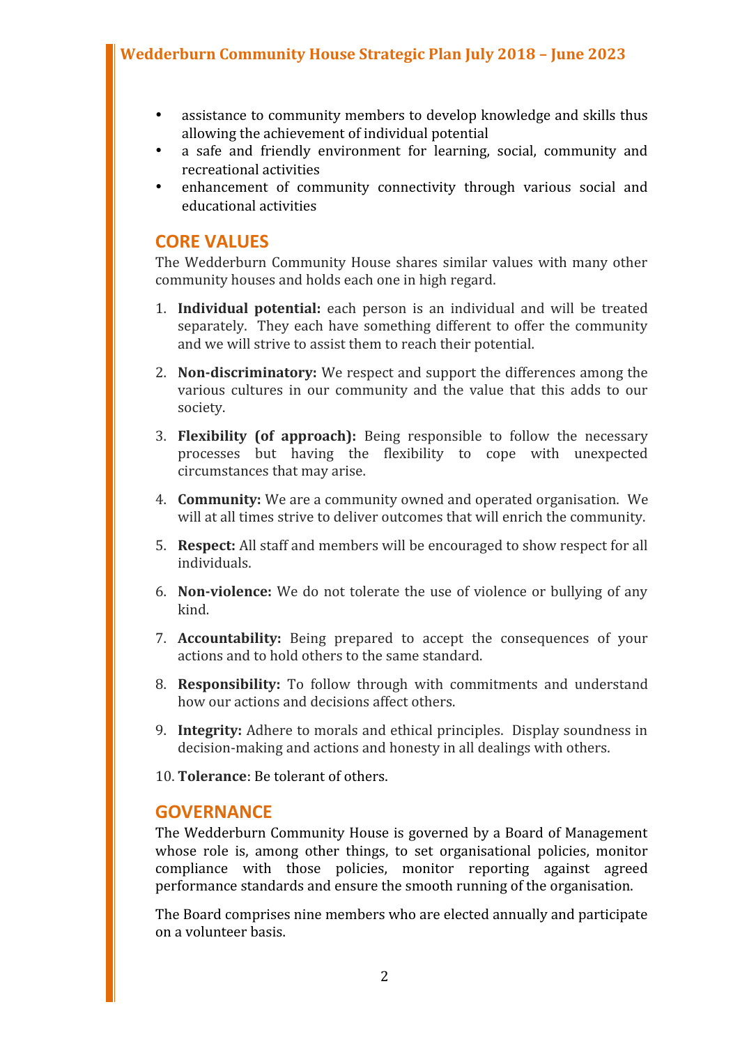- assistance to community members to develop knowledge and skills thus allowing the achievement of individual potential
- a safe and friendly environment for learning, social, community and recreational activities
- enhancement of community connectivity through various social and educational activities

## CORE VALUES

The Wedderburn Community House shares similar values with many other community houses and holds each one in high regard.

1. **Individual potential:** each person is an individual and will be treated separately. They each have something different to offer the community and we will strive to assist them to reach their potential.

2. **Non-discriminatory:** We respect and support the differences among the various cultures in our community and the value that this adds to our society.

3. **Flexibility (of approach):** Being responsible to follow the necessary processes but having the flexibility to cope with unexpected circumstances that may arise.

4. **Community:** We are a community owned and operated organisation. We will at all times strive to deliver outcomes that will enrich the community.

5. **Respect:** All staff and members will be encouraged to show respect for all individuals.

6. **Non-violence:** We do not tolerate the use of violence or bullying of any kind.

7. **Accountability:** Being prepared to accept the consequences of your actions and to hold others to the same standard.

8. **Responsibility:** To follow through with commitments and understand how our actions and decisions affect others.

9. **Integrity:** Adhere to morals and ethical principles. Display soundness in decision-making and actions and honesty in all dealings with others.

10. **Tolerance**: Be tolerant of others.

## GOVERNANCE

The Wedderburn Community House is governed by a Board of Management whose role is, among other things, to set organisational policies, monitor compliance with those policies, monitor reporting against agreed performance standards and ensure the smooth running of the organisation.

The Board comprises nine members who are elected annually and participate on a volunteer basis.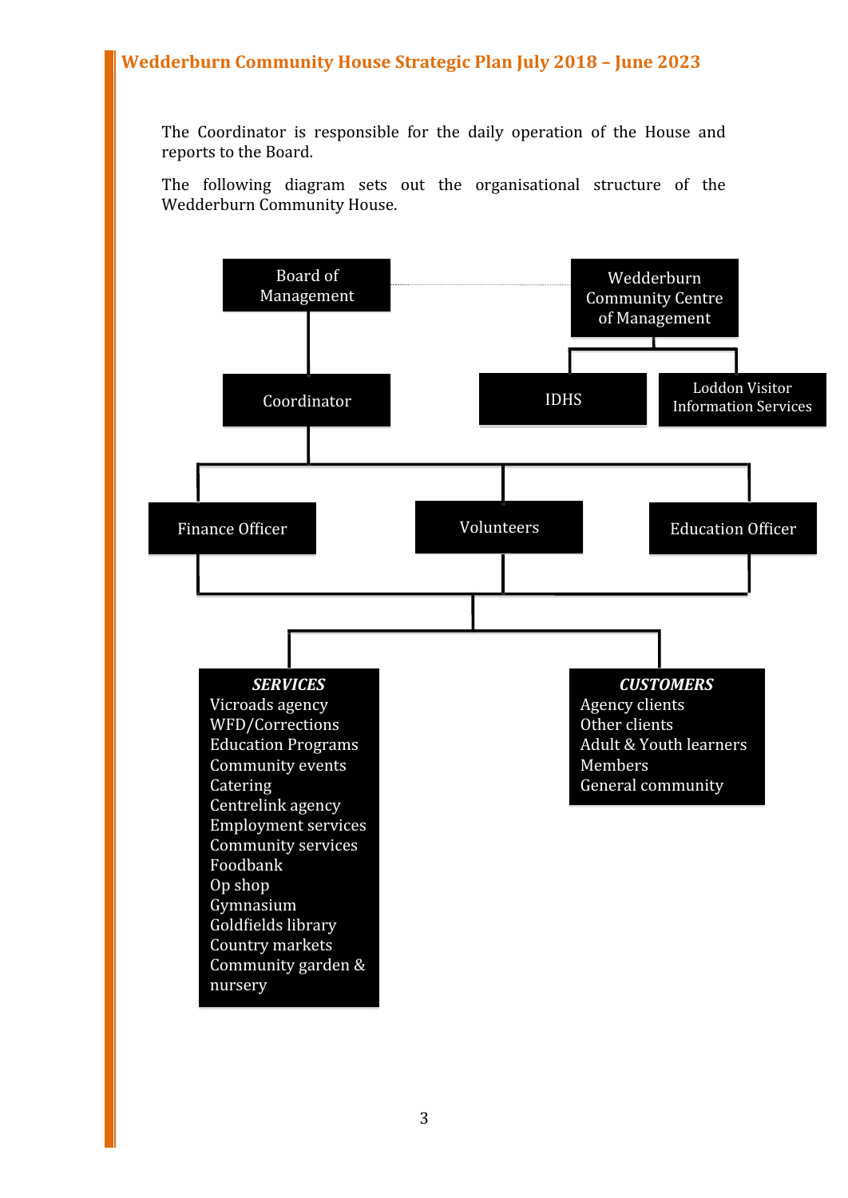The Coordinator is responsible for the daily operation of the House and reports to the Board.

The following diagram sets out the organisational structure of the Wedderburn Community House.

Board of Management

Wedderburn Community Centre of Management

Coordinator

IDHS

Loddon Visitor Information Services

Finance Officer

Volunteers

Education Officer

***SERVICES***
Vicroads agency
WFD/Corrections
Education Programs
Community events
Catering
Centrelink agency
Employment services
Community services
Foodbank
Op shop
Gymnasium
Goldfields library
Country markets
Community garden & nursery

***CUSTOMERS***
Agency clients
Other clients
Adult & Youth learners
Members
General community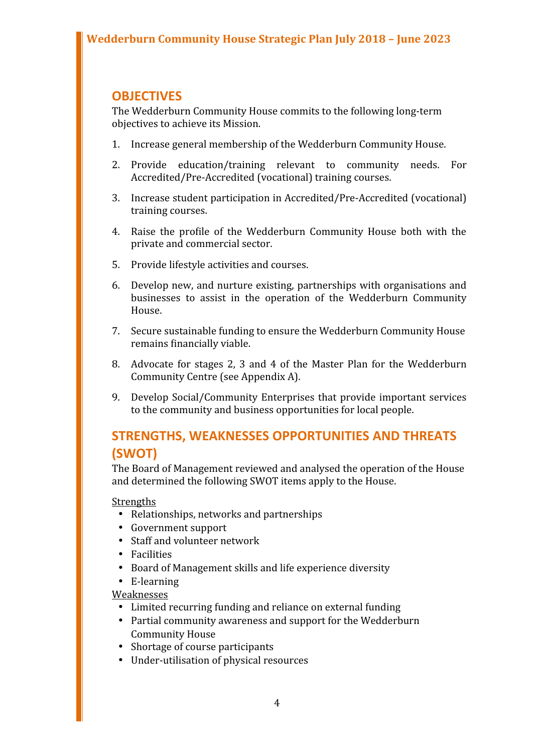## OBJECTIVES

The Wedderburn Community House commits to the following long-term objectives to achieve its Mission.

1. Increase general membership of the Wedderburn Community House.
2. Provide education/training relevant to community needs. For Accredited/Pre-Accredited (vocational) training courses.
3. Increase student participation in Accredited/Pre-Accredited (vocational) training courses.
4. Raise the profile of the Wedderburn Community House both with the private and commercial sector.
5. Provide lifestyle activities and courses.
6. Develop new, and nurture existing, partnerships with organisations and businesses to assist in the operation of the Wedderburn Community House.
7. Secure sustainable funding to ensure the Wedderburn Community House remains financially viable.
8. Advocate for stages 2, 3 and 4 of the Master Plan for the Wedderburn Community Centre (see Appendix A).
9. Develop Social/Community Enterprises that provide important services to the community and business opportunities for local people.

## STRENGTHS, WEAKNESSES OPPORTUNITIES AND THREATS (SWOT)

The Board of Management reviewed and analysed the operation of the House and determined the following SWOT items apply to the House.

Strengths

- Relationships, networks and partnerships
- Government support
- Staff and volunteer network
- Facilities
- Board of Management skills and life experience diversity
- E-learning

Weaknesses

- Limited recurring funding and reliance on external funding
- Partial community awareness and support for the Wedderburn Community House
- Shortage of course participants
- Under-utilisation of physical resources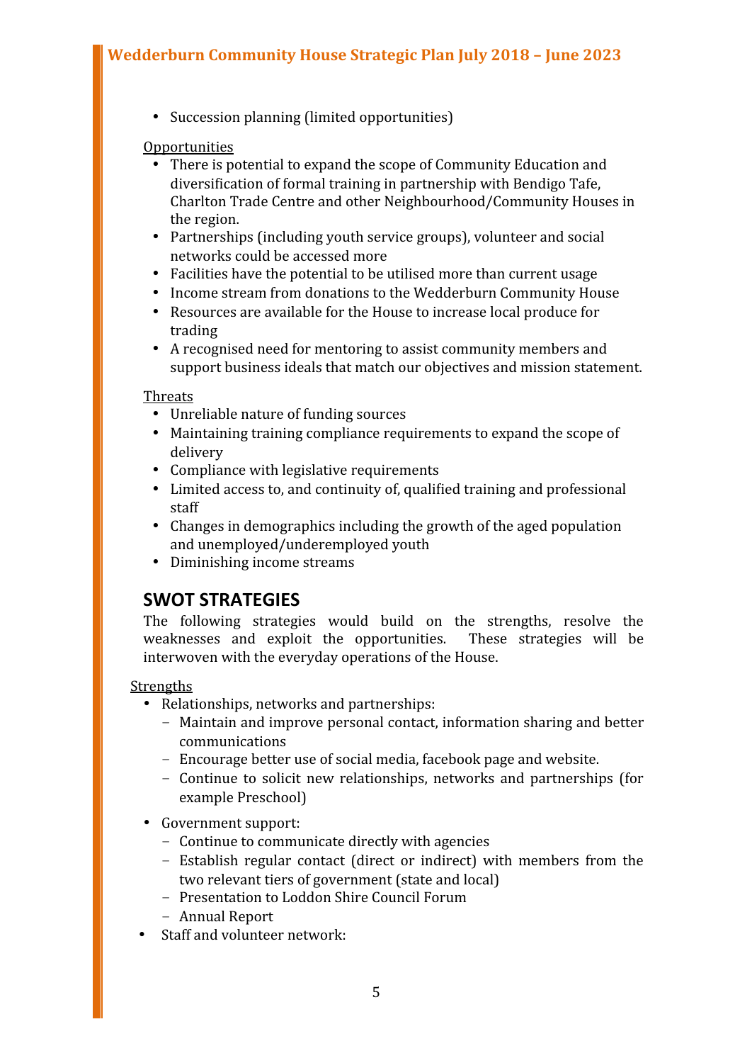- Succession planning (limited opportunities)

Opportunities

- There is potential to expand the scope of Community Education and diversification of formal training in partnership with Bendigo Tafe, Charlton Trade Centre and other Neighbourhood/Community Houses in the region.
- Partnerships (including youth service groups), volunteer and social networks could be accessed more
- Facilities have the potential to be utilised more than current usage
- Income stream from donations to the Wedderburn Community House
- Resources are available for the House to increase local produce for trading
- A recognised need for mentoring to assist community members and support business ideals that match our objectives and mission statement.

Threats

- Unreliable nature of funding sources
- Maintaining training compliance requirements to expand the scope of delivery
- Compliance with legislative requirements
- Limited access to, and continuity of, qualified training and professional staff
- Changes in demographics including the growth of the aged population and unemployed/underemployed youth
- Diminishing income streams

## SWOT STRATEGIES

The following strategies would build on the strengths, resolve the weaknesses and exploit the opportunities. These strategies will be interwoven with the everyday operations of the House.

Strengths

- Relationships, networks and partnerships:
  - Maintain and improve personal contact, information sharing and better communications
  - Encourage better use of social media, facebook page and website.
  - Continue to solicit new relationships, networks and partnerships (for example Preschool)
- Government support:
  - Continue to communicate directly with agencies
  - Establish regular contact (direct or indirect) with members from the two relevant tiers of government (state and local)
  - Presentation to Loddon Shire Council Forum
  - Annual Report
- Staff and volunteer network: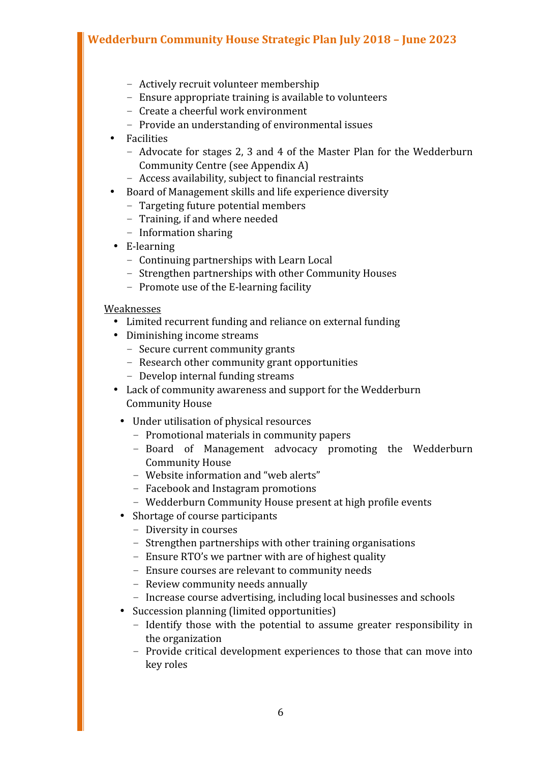- Actively recruit volunteer membership
  - Ensure appropriate training is available to volunteers
  - Create a cheerful work environment
  - Provide an understanding of environmental issues
- Facilities
  - Advocate for stages 2, 3 and 4 of the Master Plan for the Wedderburn Community Centre (see Appendix A)
  - Access availability, subject to financial restraints
- Board of Management skills and life experience diversity
  - Targeting future potential members
  - Training, if and where needed
  - Information sharing
- E-learning
  - Continuing partnerships with Learn Local
  - Strengthen partnerships with other Community Houses
  - Promote use of the E-learning facility

<u>Weaknesses</u>

- Limited recurrent funding and reliance on external funding
- Diminishing income streams
  - Secure current community grants
  - Research other community grant opportunities
  - Develop internal funding streams
- Lack of community awareness and support for the Wedderburn Community House
- Under utilisation of physical resources
  - Promotional materials in community papers
  - Board of Management advocacy promoting the Wedderburn Community House
  - Website information and "web alerts"
  - Facebook and Instagram promotions
  - Wedderburn Community House present at high profile events
- Shortage of course participants
  - Diversity in courses
  - Strengthen partnerships with other training organisations
  - Ensure RTO's we partner with are of highest quality
  - Ensure courses are relevant to community needs
  - Review community needs annually
  - Increase course advertising, including local businesses and schools
- Succession planning (limited opportunities)
  - Identify those with the potential to assume greater responsibility in the organization
  - Provide critical development experiences to those that can move into key roles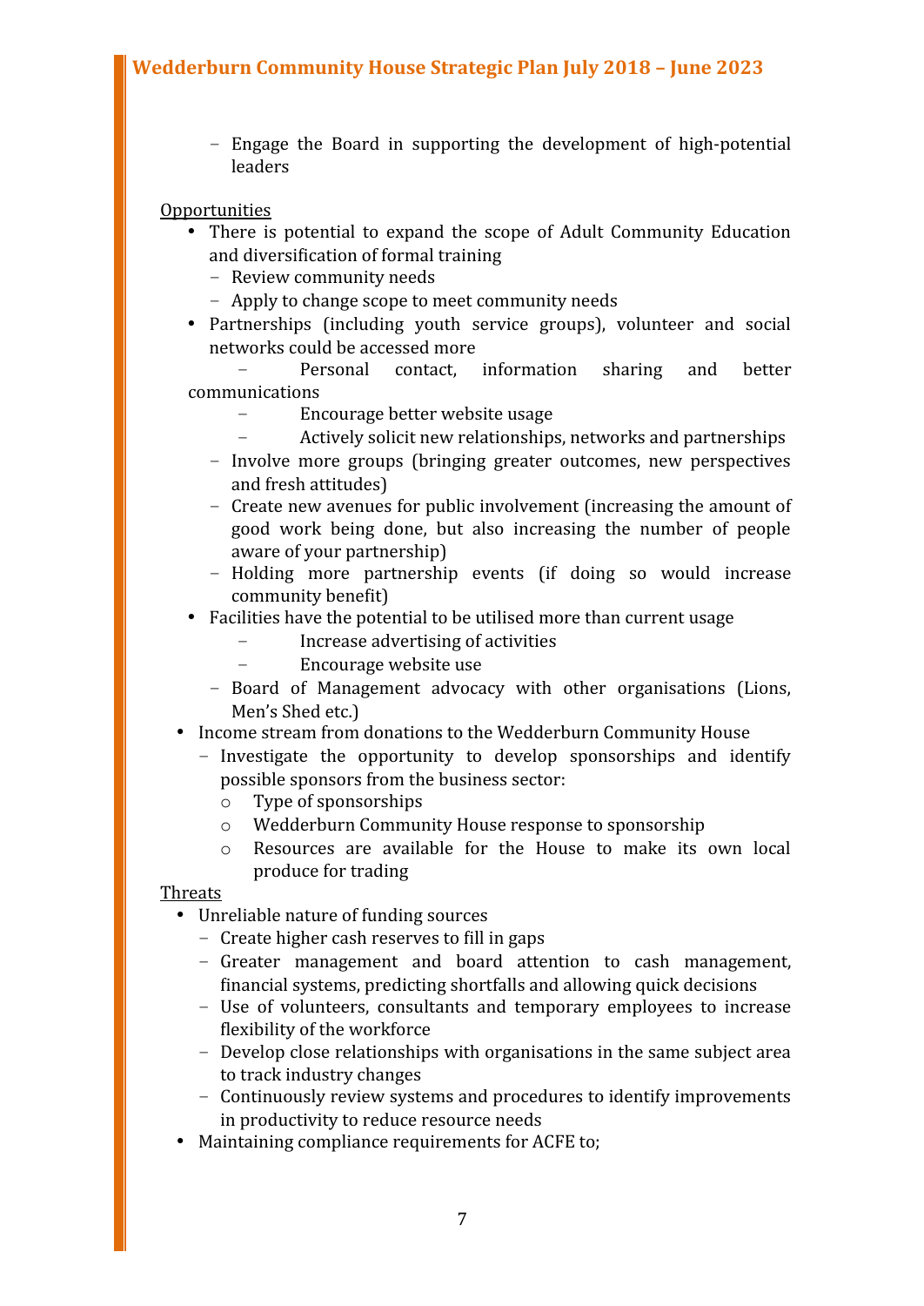- Engage the Board in supporting the development of high-potential leaders

<u>Opportunities</u>

- There is potential to expand the scope of Adult Community Education and diversification of formal training
  - Review community needs
  - Apply to change scope to meet community needs
- Partnerships (including youth service groups), volunteer and social networks could be accessed more
  - Personal contact, information sharing and better communications
  - Encourage better website usage
  - Actively solicit new relationships, networks and partnerships
  - Involve more groups (bringing greater outcomes, new perspectives and fresh attitudes)
  - Create new avenues for public involvement (increasing the amount of good work being done, but also increasing the number of people aware of your partnership)
  - Holding more partnership events (if doing so would increase community benefit)
- Facilities have the potential to be utilised more than current usage
  - Increase advertising of activities
  - Encourage website use
  - Board of Management advocacy with other organisations (Lions, Men's Shed etc.)
- Income stream from donations to the Wedderburn Community House
  - Investigate the opportunity to develop sponsorships and identify possible sponsors from the business sector:
    - Type of sponsorships
    - Wedderburn Community House response to sponsorship
    - Resources are available for the House to make its own local produce for trading

<u>Threats</u>

- Unreliable nature of funding sources
  - Create higher cash reserves to fill in gaps
  - Greater management and board attention to cash management, financial systems, predicting shortfalls and allowing quick decisions
  - Use of volunteers, consultants and temporary employees to increase flexibility of the workforce
  - Develop close relationships with organisations in the same subject area to track industry changes
  - Continuously review systems and procedures to identify improvements in productivity to reduce resource needs
- Maintaining compliance requirements for ACFE to;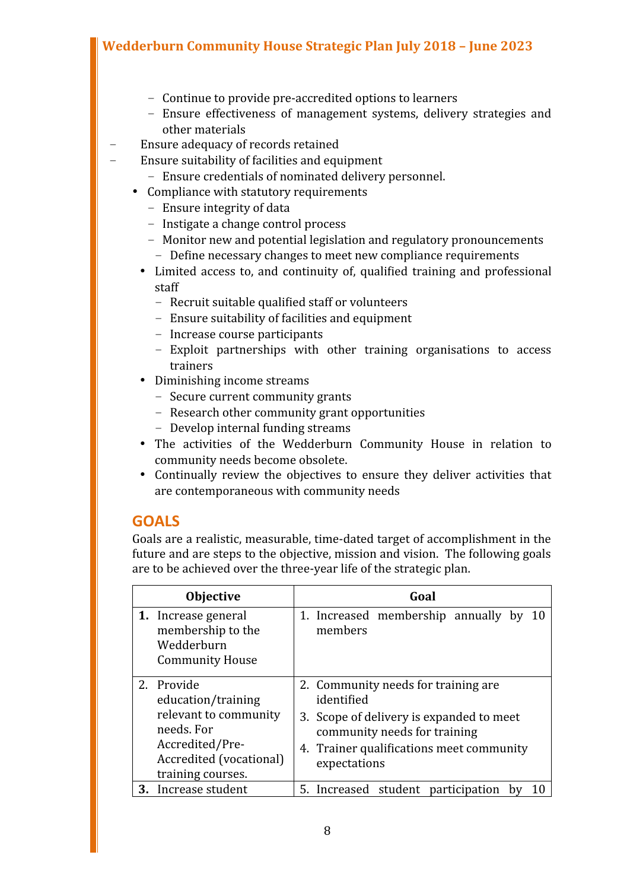- Continue to provide pre-accredited options to learners
  - Ensure effectiveness of management systems, delivery strategies and other materials
- Ensure adequacy of records retained
- Ensure suitability of facilities and equipment
  - Ensure credentials of nominated delivery personnel.
- Compliance with statutory requirements
  - Ensure integrity of data
  - Instigate a change control process
  - Monitor new and potential legislation and regulatory pronouncements
  - Define necessary changes to meet new compliance requirements
- Limited access to, and continuity of, qualified training and professional staff
  - Recruit suitable qualified staff or volunteers
  - Ensure suitability of facilities and equipment
  - Increase course participants
  - Exploit partnerships with other training organisations to access trainers
- Diminishing income streams
  - Secure current community grants
  - Research other community grant opportunities
  - Develop internal funding streams
- The activities of the Wedderburn Community House in relation to community needs become obsolete.
- Continually review the objectives to ensure they deliver activities that are contemporaneous with community needs

## GOALS

Goals are a realistic, measurable, time-dated target of accomplishment in the future and are steps to the objective, mission and vision. The following goals are to be achieved over the three-year life of the strategic plan.

| Objective | Goal |
|---|---|
| **1.** Increase general membership to the Wedderburn Community House | 1. Increased membership annually by 10 members |
| 2. Provide education/training relevant to community needs. For Accredited/Pre-Accredited (vocational) training courses. | 2. Community needs for training are identified<br>3. Scope of delivery is expanded to meet community needs for training<br>4. Trainer qualifications meet community expectations |
| **3.** Increase student | 5. Increased student participation by 10 |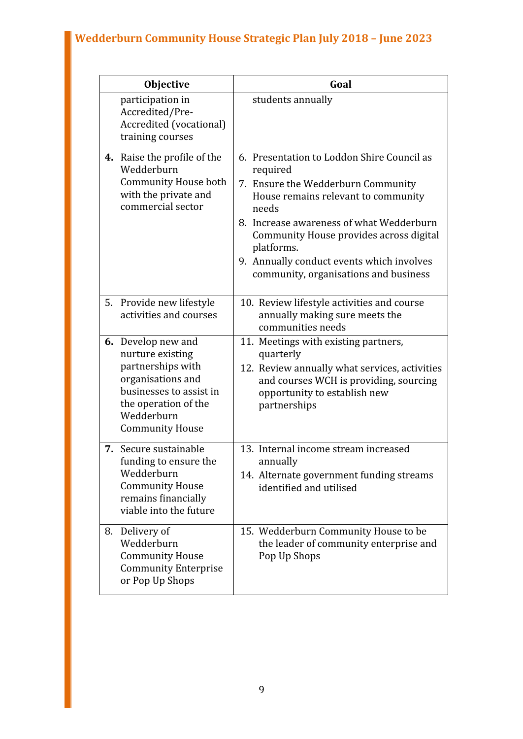| Objective | Goal |
|---|---|
| participation in Accredited/Pre-Accredited (vocational) training courses | students annually |
| **4.** Raise the profile of the Wedderburn Community House both with the private and commercial sector | 6. Presentation to Loddon Shire Council as required<br>7. Ensure the Wedderburn Community House remains relevant to community needs<br>8. Increase awareness of what Wedderburn Community House provides across digital platforms.<br>9. Annually conduct events which involves community, organisations and business |
| 5. Provide new lifestyle activities and courses | 10. Review lifestyle activities and course annually making sure meets the communities needs |
| **6.** Develop new and nurture existing partnerships with organisations and businesses to assist in the operation of the Wedderburn Community House | 11. Meetings with existing partners, quarterly<br>12. Review annually what services, activities and courses WCH is providing, sourcing opportunity to establish new partnerships |
| **7.** Secure sustainable funding to ensure the Wedderburn Community House remains financially viable into the future | 13. Internal income stream increased annually<br>14. Alternate government funding streams identified and utilised |
| 8. Delivery of Wedderburn Community House Community Enterprise or Pop Up Shops | 15. Wedderburn Community House to be the leader of community enterprise and Pop Up Shops |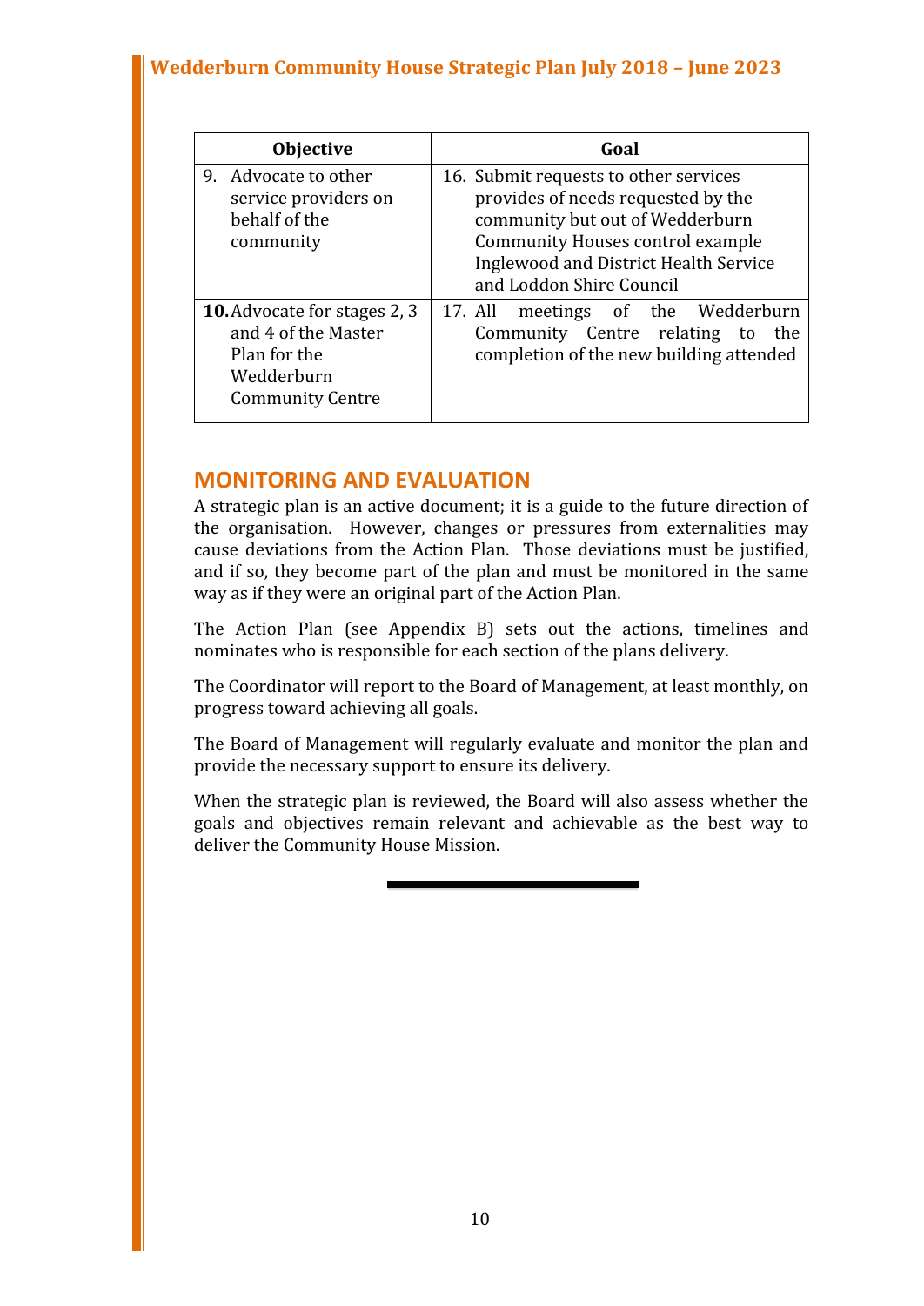| Objective | Goal |
| --- | --- |
| 9. Advocate to other service providers on behalf of the community | 16. Submit requests to other services provides of needs requested by the community but out of Wedderburn Community Houses control example Inglewood and District Health Service and Loddon Shire Council |
| **10.** Advocate for stages 2, 3 and 4 of the Master Plan for the Wedderburn Community Centre | 17. All meetings of the Wedderburn Community Centre relating to the completion of the new building attended |

## MONITORING AND EVALUATION

A strategic plan is an active document; it is a guide to the future direction of the organisation. However, changes or pressures from externalities may cause deviations from the Action Plan. Those deviations must be justified, and if so, they become part of the plan and must be monitored in the same way as if they were an original part of the Action Plan.

The Action Plan (see Appendix B) sets out the actions, timelines and nominates who is responsible for each section of the plans delivery.

The Coordinator will report to the Board of Management, at least monthly, on progress toward achieving all goals.

The Board of Management will regularly evaluate and monitor the plan and provide the necessary support to ensure its delivery.

When the strategic plan is reviewed, the Board will also assess whether the goals and objectives remain relevant and achievable as the best way to deliver the Community House Mission.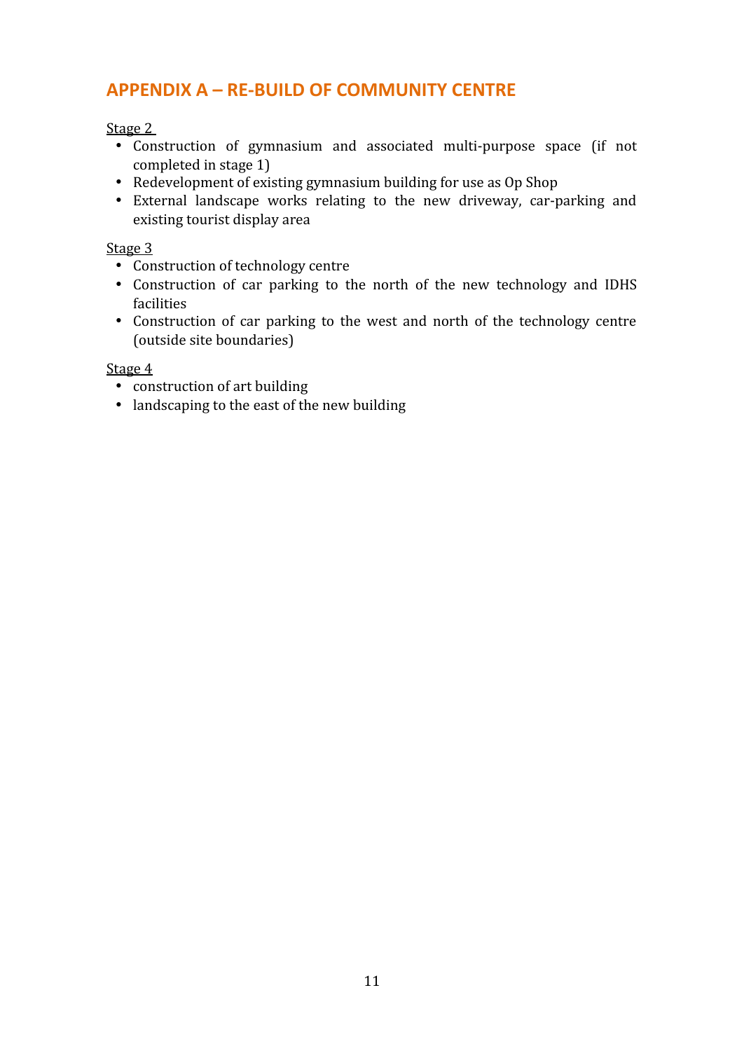## APPENDIX A – RE-BUILD OF COMMUNITY CENTRE

<u>Stage 2</u>

- Construction of gymnasium and associated multi-purpose space (if not completed in stage 1)
- Redevelopment of existing gymnasium building for use as Op Shop
- External landscape works relating to the new driveway, car-parking and existing tourist display area

<u>Stage 3</u>

- Construction of technology centre
- Construction of car parking to the north of the new technology and IDHS facilities
- Construction of car parking to the west and north of the technology centre (outside site boundaries)

<u>Stage 4</u>

- construction of art building
- landscaping to the east of the new building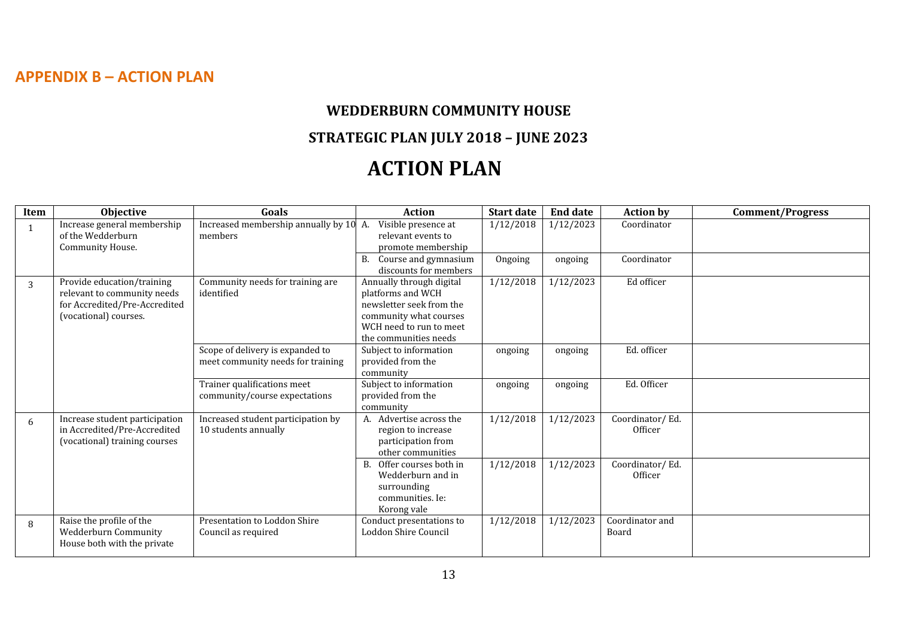## APPENDIX B – ACTION PLAN

### WEDDERBURN COMMUNITY HOUSE

### STRATEGIC PLAN JULY 2018 – JUNE 2023

# ACTION PLAN

| Item | Objective | Goals | Action | Start date | End date | Action by | Comment/Progress |
|---|---|---|---|---|---|---|---|
| 1 | Increase general membership of the Wedderburn Community House. | Increased membership annually by 10 members | A. Visible presence at relevant events to promote membership | 1/12/2018 | 1/12/2023 | Coordinator | |
| | | | B. Course and gymnasium discounts for members | Ongoing | ongoing | Coordinator | |
| 3 | Provide education/training relevant to community needs for Accredited/Pre-Accredited (vocational) courses. | Community needs for training are identified | Annually through digital platforms and WCH newsletter seek from the community what courses WCH need to run to meet the communities needs | 1/12/2018 | 1/12/2023 | Ed officer | |
| | | Scope of delivery is expanded to meet community needs for training | Subject to information provided from the community | ongoing | ongoing | Ed. officer | |
| | | Trainer qualifications meet community/course expectations | Subject to information provided from the community | ongoing | ongoing | Ed. Officer | |
| 6 | Increase student participation in Accredited/Pre-Accredited (vocational) training courses | Increased student participation by 10 students annually | A. Advertise across the region to increase participation from other communities | 1/12/2018 | 1/12/2023 | Coordinator/ Ed. Officer | |
| | | | B. Offer courses both in Wedderburn and in surrounding communities. Ie: Korong vale | 1/12/2018 | 1/12/2023 | Coordinator/ Ed. Officer | |
| 8 | Raise the profile of the Wedderburn Community House both with the private | Presentation to Loddon Shire Council as required | Conduct presentations to Loddon Shire Council | 1/12/2018 | 1/12/2023 | Coordinator and Board | |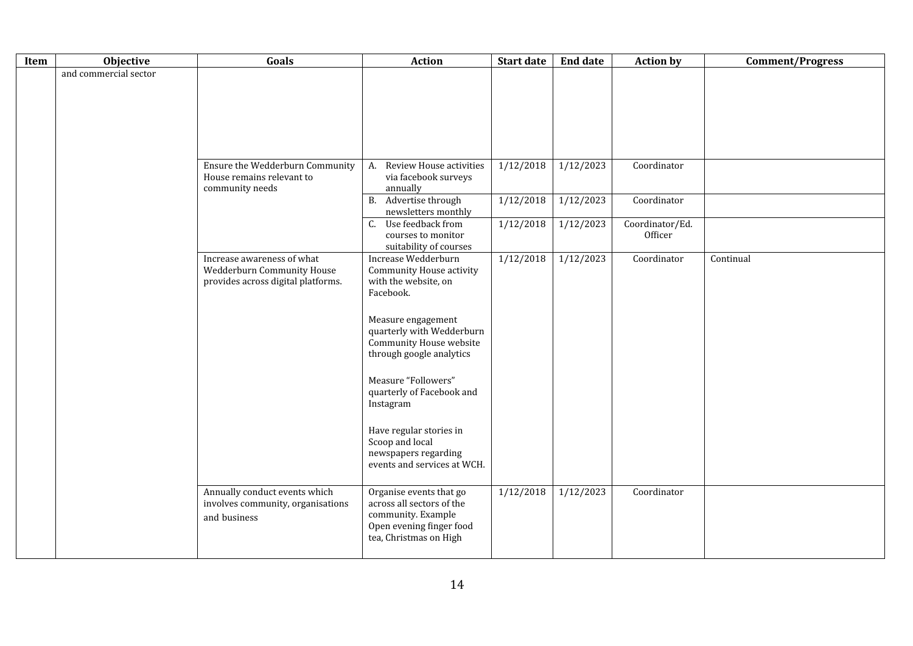| Item | Objective | Goals | Action | Start date | End date | Action by | Comment/Progress |
|---|---|---|---|---|---|---|---|
| | and commercial sector | | | | | | |
| | | Ensure the Wedderburn Community House remains relevant to community needs | A. Review House activities via facebook surveys annually | 1/12/2018 | 1/12/2023 | Coordinator | |
| | | | B. Advertise through newsletters monthly | 1/12/2018 | 1/12/2023 | Coordinator | |
| | | | C. Use feedback from courses to monitor suitability of courses | 1/12/2018 | 1/12/2023 | Coordinator/Ed. Officer | |
| | | Increase awareness of what Wedderburn Community House provides across digital platforms. | Increase Wedderburn Community House activity with the website, on Facebook.<br><br>Measure engagement quarterly with Wedderburn Community House website through google analytics<br><br>Measure "Followers" quarterly of Facebook and Instagram<br><br>Have regular stories in Scoop and local newspapers regarding events and services at WCH. | 1/12/2018 | 1/12/2023 | Coordinator | Continual |
| | | Annually conduct events which involves community, organisations and business | Organise events that go across all sectors of the community. Example Open evening finger food tea, Christmas on High | 1/12/2018 | 1/12/2023 | Coordinator | |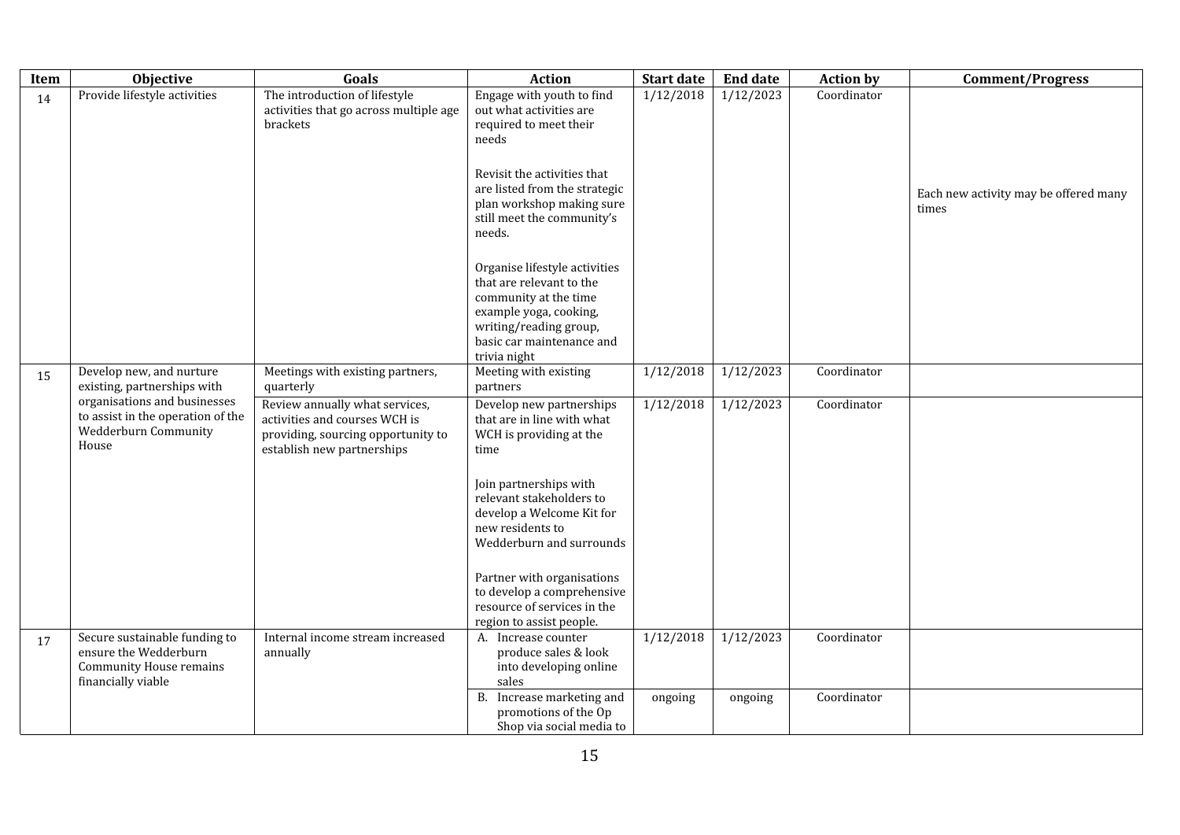| Item | Objective | Goals | Action | Start date | End date | Action by | Comment/Progress |
|---|---|---|---|---|---|---|---|
| 14 | Provide lifestyle activities | The introduction of lifestyle activities that go across multiple age brackets | Engage with youth to find out what activities are required to meet their needs<br><br>Revisit the activities that are listed from the strategic plan workshop making sure still meet the community's needs.<br><br>Organise lifestyle activities that are relevant to the community at the time example yoga, cooking, writing/reading group, basic car maintenance and trivia night | 1/12/2018 | 1/12/2023 | Coordinator | Each new activity may be offered many times |
| 15 | Develop new, and nurture existing, partnerships with organisations and businesses to assist in the operation of the Wedderburn Community House | Meetings with existing partners, quarterly | Meeting with existing partners | 1/12/2018 | 1/12/2023 | Coordinator | |
| | | Review annually what services, activities and courses WCH is providing, sourcing opportunity to establish new partnerships | Develop new partnerships that are in line with what WCH is providing at the time<br><br>Join partnerships with relevant stakeholders to develop a Welcome Kit for new residents to Wedderburn and surrounds<br><br>Partner with organisations to develop a comprehensive resource of services in the region to assist people. | 1/12/2018 | 1/12/2023 | Coordinator | |
| 17 | Secure sustainable funding to ensure the Wedderburn Community House remains financially viable | Internal income stream increased annually | A. Increase counter produce sales & look into developing online sales | 1/12/2018 | 1/12/2023 | Coordinator | |
| | | | B. Increase marketing and promotions of the Op Shop via social media to | ongoing | ongoing | Coordinator | |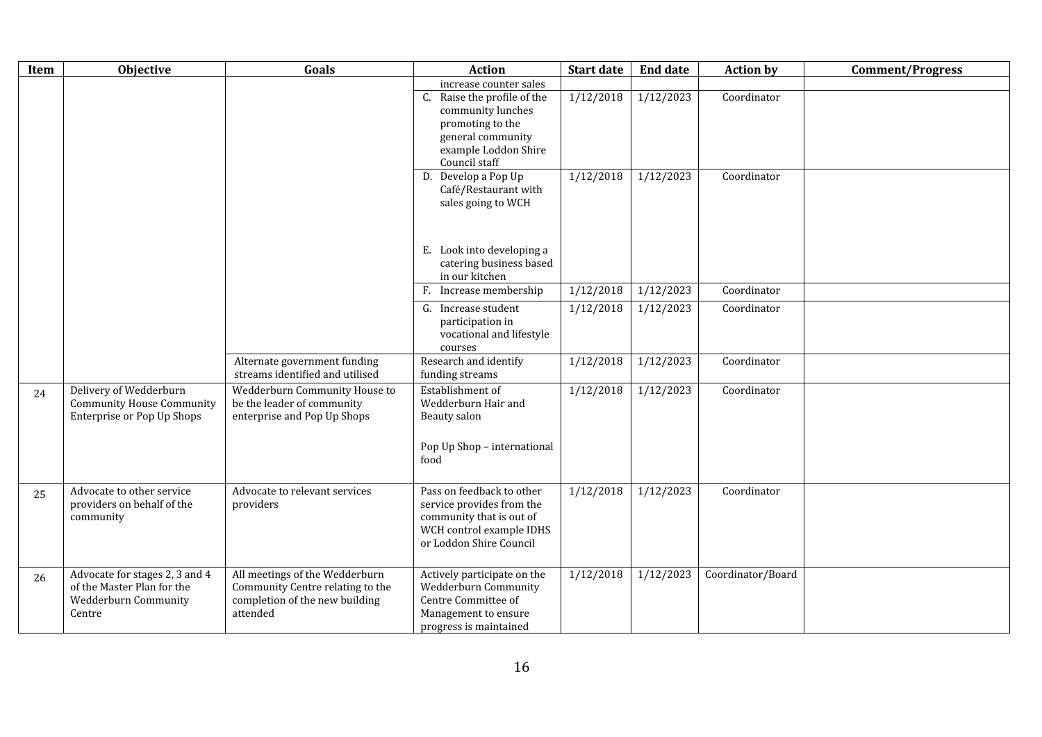| Item | Objective | Goals | Action | Start date | End date | Action by | Comment/Progress |
| --- | --- | --- | --- | --- | --- | --- | --- |
| | | | increase counter sales | | | | |
| | | | C. Raise the profile of the community lunches promoting to the general community example Loddon Shire Council staff | 1/12/2018 | 1/12/2023 | Coordinator | |
| | | | D. Develop a Pop Up Café/Restaurant with sales going to WCH<br><br>E. Look into developing a catering business based in our kitchen | 1/12/2018 | 1/12/2023 | Coordinator | |
| | | | F. Increase membership | 1/12/2018 | 1/12/2023 | Coordinator | |
| | | | G. Increase student participation in vocational and lifestyle courses | 1/12/2018 | 1/12/2023 | Coordinator | |
| | | Alternate government funding streams identified and utilised | Research and identify funding streams | 1/12/2018 | 1/12/2023 | Coordinator | |
| 24 | Delivery of Wedderburn Community House Community Enterprise or Pop Up Shops | Wedderburn Community House to be the leader of community enterprise and Pop Up Shops | Establishment of Wedderburn Hair and Beauty salon<br><br>Pop Up Shop – international food | 1/12/2018 | 1/12/2023 | Coordinator | |
| 25 | Advocate to other service providers on behalf of the community | Advocate to relevant services providers | Pass on feedback to other service provides from the community that is out of WCH control example IDHS or Loddon Shire Council | 1/12/2018 | 1/12/2023 | Coordinator | |
| 26 | Advocate for stages 2, 3 and 4 of the Master Plan for the Wedderburn Community Centre | All meetings of the Wedderburn Community Centre relating to the completion of the new building attended | Actively participate on the Wedderburn Community Centre Committee of Management to ensure progress is maintained | 1/12/2018 | 1/12/2023 | Coordinator/Board | |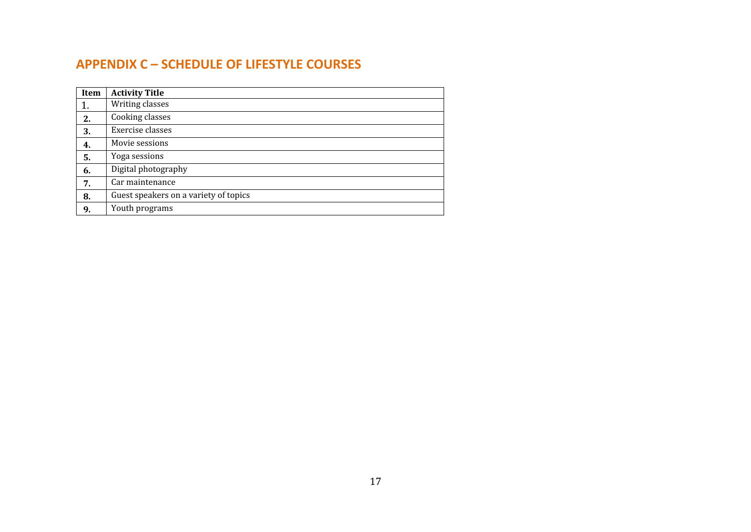## APPENDIX C – SCHEDULE OF LIFESTYLE COURSES

| Item | Activity Title |
|---|---|
| 1. | Writing classes |
| 2. | Cooking classes |
| 3. | Exercise classes |
| 4. | Movie sessions |
| 5. | Yoga sessions |
| 6. | Digital photography |
| 7. | Car maintenance |
| 8. | Guest speakers on a variety of topics |
| 9. | Youth programs |